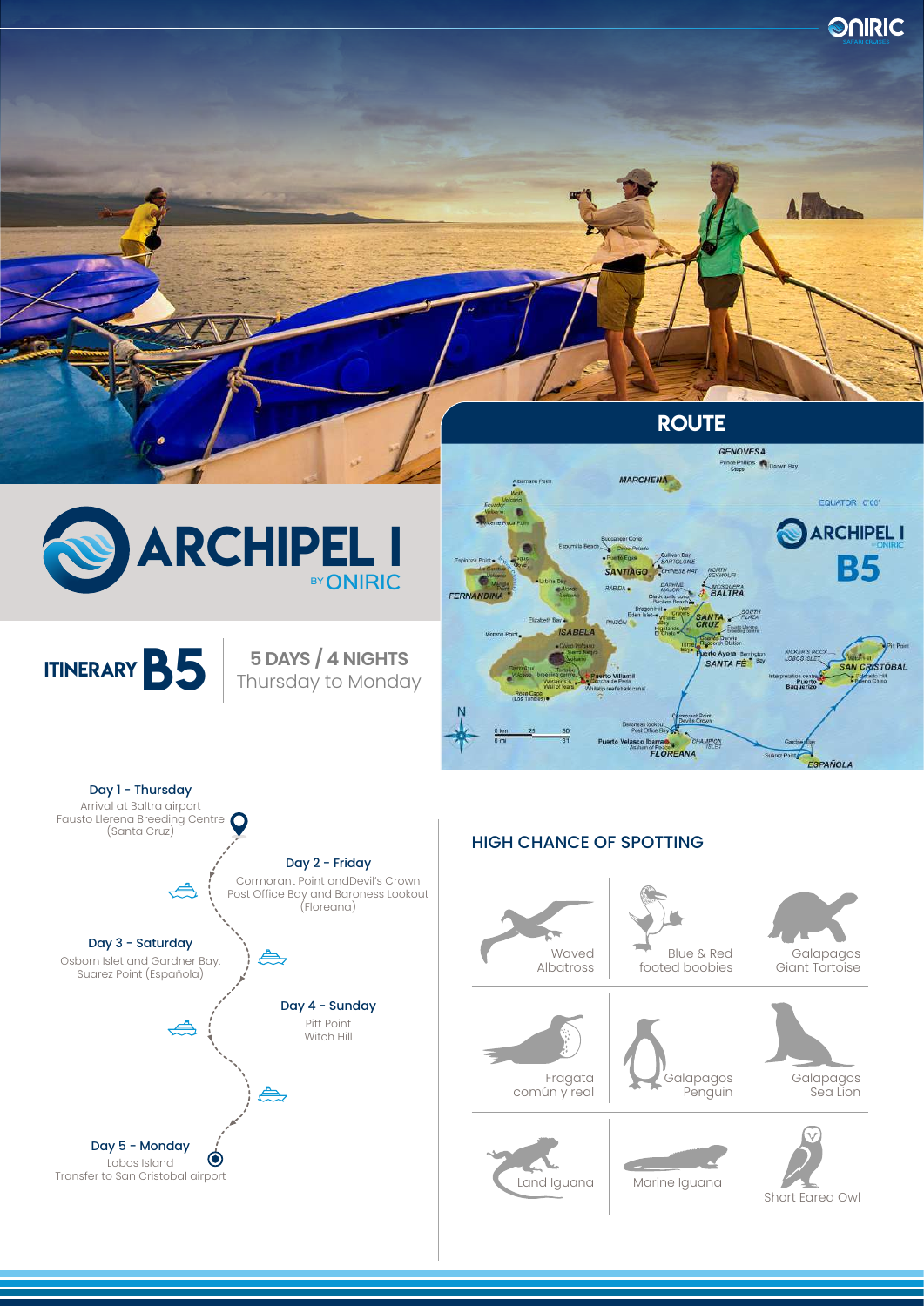# ARCHIPEL I

BY ONIRIC

## ITINERARY B5

**5 DAYS / 4 NIGHTS**
Thursday to Monday

## ROUTE

**Day 1 - Thursday**
Arrival at Baltra airport
Fausto Llerena Breeding Centre
(Santa Cruz)

**Day 2 - Friday**
Cormorant Point andDevil's Crown
Post Office Bay and Baroness Lookout
(Floreana)

**Day 3 - Saturday**
Osborn Islet and Gardner Bay.
Suarez Point (Española)

**Day 4 - Sunday**
Pitt Point
Witch Hill

**Day 5 - Monday**
Lobos Island
Transfer to San Cristobal airport

## HIGH CHANCE OF SPOTTING

- Waved Albatross
- Blue & Red footed boobies
- Galapagos Giant Tortoise
- Fragata común y real
- Galapagos Penguin
- Galapagos Sea Lion
- Land Iguana
- Marine Iguana
- Short Eared Owl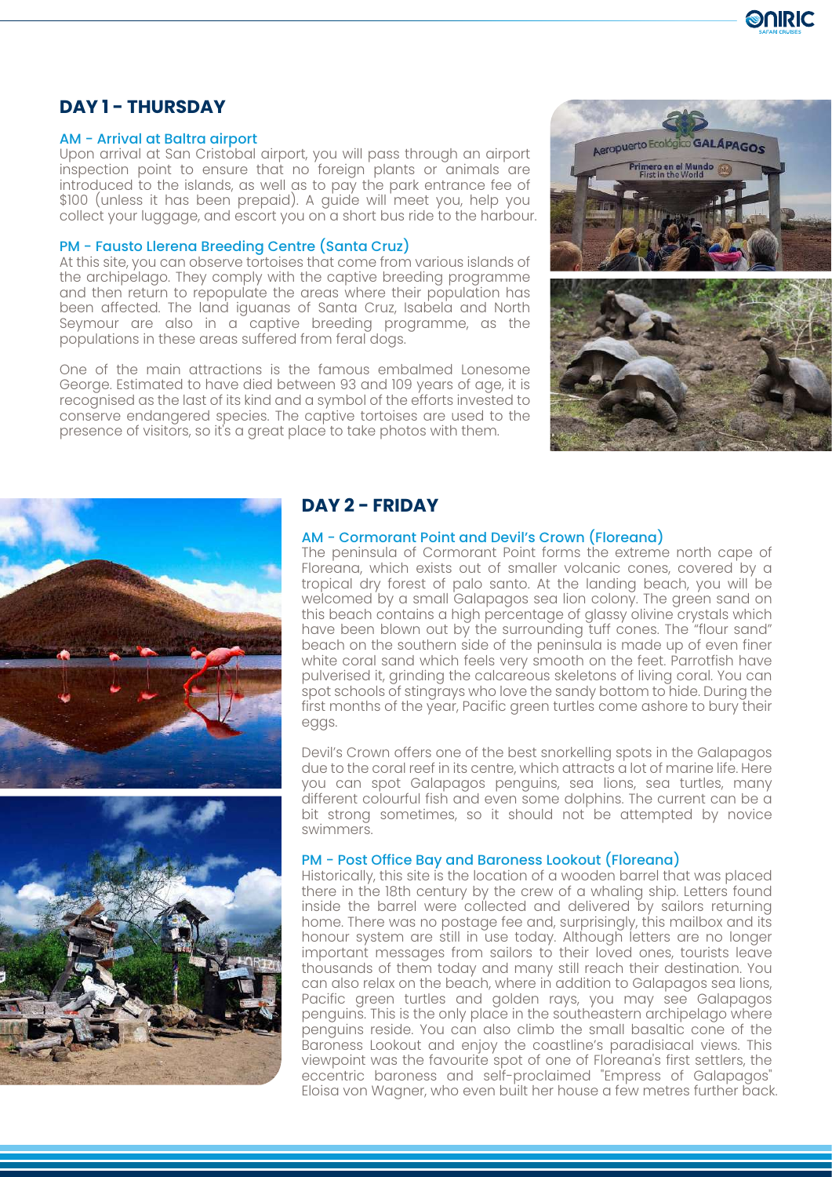## DAY 1 - THURSDAY

### AM - Arrival at Baltra airport

Upon arrival at San Cristobal airport, you will pass through an airport inspection point to ensure that no foreign plants or animals are introduced to the islands, as well as to pay the park entrance fee of $100 (unless it has been prepaid). A guide will meet you, help you collect your luggage, and escort you on a short bus ride to the harbour.

### PM - Fausto Llerena Breeding Centre (Santa Cruz)

At this site, you can observe tortoises that come from various islands of the archipelago. They comply with the captive breeding programme and then return to repopulate the areas where their population has been affected. The land iguanas of Santa Cruz, Isabela and North Seymour are also in a captive breeding programme, as the populations in these areas suffered from feral dogs.

One of the main attractions is the famous embalmed Lonesome George. Estimated to have died between 93 and 109 years of age, it is recognised as the last of its kind and a symbol of the efforts invested to conserve endangered species. The captive tortoises are used to the presence of visitors, so it's a great place to take photos with them.

## DAY 2 - FRIDAY

### AM - Cormorant Point and Devil's Crown (Floreana)

The peninsula of Cormorant Point forms the extreme north cape of Floreana, which exists out of smaller volcanic cones, covered by a tropical dry forest of palo santo. At the landing beach, you will be welcomed by a small Galapagos sea lion colony. The green sand on this beach contains a high percentage of glassy olivine crystals which have been blown out by the surrounding tuff cones. The "flour sand" beach on the southern side of the peninsula is made up of even finer white coral sand which feels very smooth on the feet. Parrotfish have pulverised it, grinding the calcareous skeletons of living coral. You can spot schools of stingrays who love the sandy bottom to hide. During the first months of the year, Pacific green turtles come ashore to bury their eggs.

Devil's Crown offers one of the best snorkelling spots in the Galapagos due to the coral reef in its centre, which attracts a lot of marine life. Here you can spot Galapagos penguins, sea lions, sea turtles, many different colourful fish and even some dolphins. The current can be a bit strong sometimes, so it should not be attempted by novice swimmers.

### PM - Post Office Bay and Baroness Lookout (Floreana)

Historically, this site is the location of a wooden barrel that was placed there in the 18th century by the crew of a whaling ship. Letters found inside the barrel were collected and delivered by sailors returning home. There was no postage fee and, surprisingly, this mailbox and its honour system are still in use today. Although letters are no longer important messages from sailors to their loved ones, tourists leave thousands of them today and many still reach their destination. You can also relax on the beach, where in addition to Galapagos sea lions, Pacific green turtles and golden rays, you may see Galapagos penguins. This is the only place in the southeastern archipelago where penguins reside. You can also climb the small basaltic cone of the Baroness Lookout and enjoy the coastline's paradisiacal views. This viewpoint was the favourite spot of one of Floreana's first settlers, the eccentric baroness and self-proclaimed "Empress of Galapagos" Eloisa von Wagner, who even built her house a few metres further back.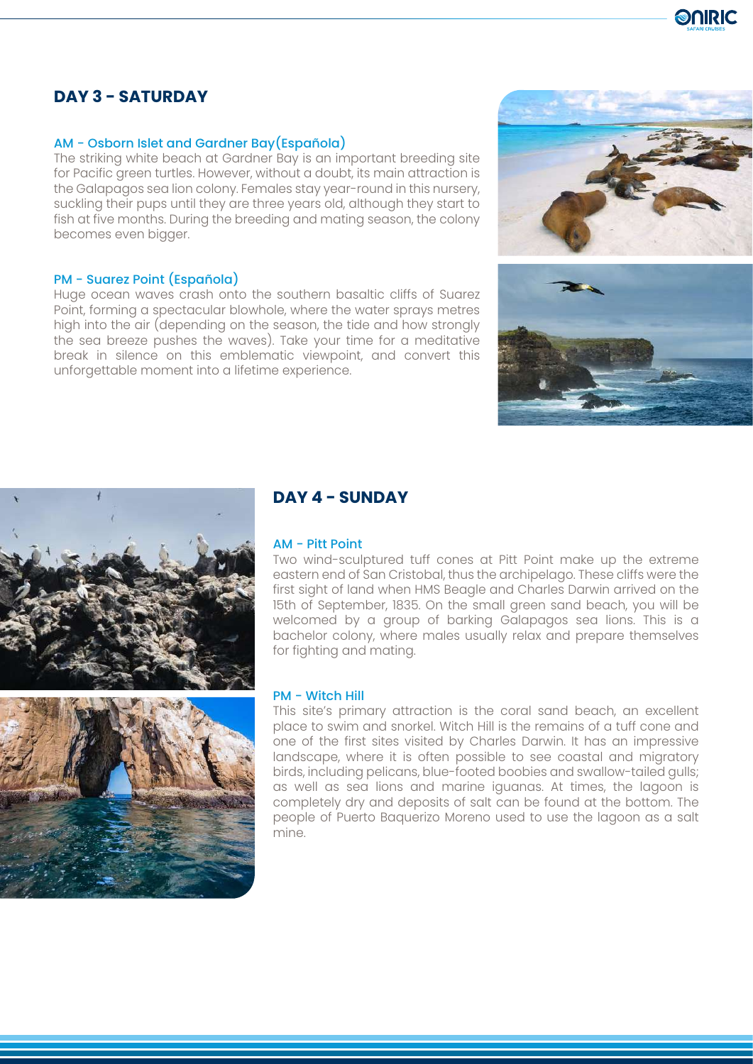## DAY 3 - SATURDAY

### AM - Osborn Islet and Gardner Bay (Española)

The striking white beach at Gardner Bay is an important breeding site for Pacific green turtles. However, without a doubt, its main attraction is the Galapagos sea lion colony. Females stay year-round in this nursery, suckling their pups until they are three years old, although they start to fish at five months. During the breeding and mating season, the colony becomes even bigger.

### PM - Suarez Point (Española)

Huge ocean waves crash onto the southern basaltic cliffs of Suarez Point, forming a spectacular blowhole, where the water sprays metres high into the air (depending on the season, the tide and how strongly the sea breeze pushes the waves). Take your time for a meditative break in silence on this emblematic viewpoint, and convert this unforgettable moment into a lifetime experience.

## DAY 4 - SUNDAY

### AM - Pitt Point

Two wind-sculptured tuff cones at Pitt Point make up the extreme eastern end of San Cristobal, thus the archipelago. These cliffs were the first sight of land when HMS Beagle and Charles Darwin arrived on the 15th of September, 1835. On the small green sand beach, you will be welcomed by a group of barking Galapagos sea lions. This is a bachelor colony, where males usually relax and prepare themselves for fighting and mating.

### PM - Witch Hill

This site's primary attraction is the coral sand beach, an excellent place to swim and snorkel. Witch Hill is the remains of a tuff cone and one of the first sites visited by Charles Darwin. It has an impressive landscape, where it is often possible to see coastal and migratory birds, including pelicans, blue-footed boobies and swallow-tailed gulls; as well as sea lions and marine iguanas. At times, the lagoon is completely dry and deposits of salt can be found at the bottom. The people of Puerto Baquerizo Moreno used to use the lagoon as a salt mine.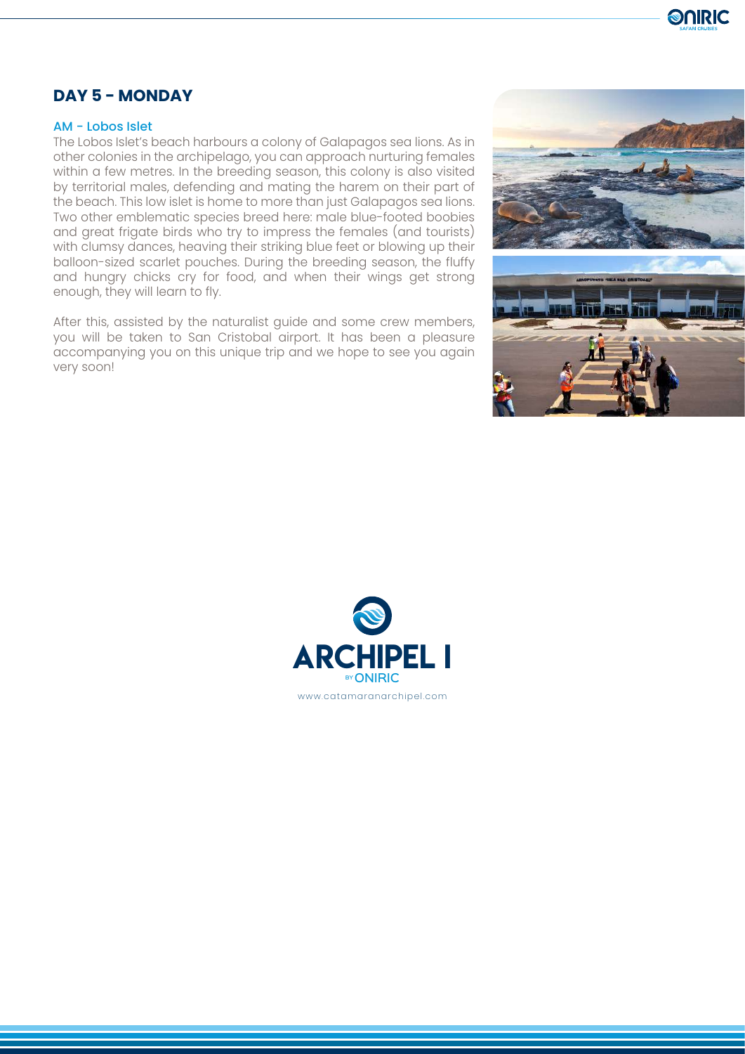## DAY 5 - MONDAY

### AM - Lobos Islet

The Lobos Islet's beach harbours a colony of Galapagos sea lions. As in other colonies in the archipelago, you can approach nurturing females within a few metres. In the breeding season, this colony is also visited by territorial males, defending and mating the harem on their part of the beach. This low islet is home to more than just Galapagos sea lions. Two other emblematic species breed here: male blue-footed boobies and great frigate birds who try to impress the females (and tourists) with clumsy dances, heaving their striking blue feet or blowing up their balloon-sized scarlet pouches. During the breeding season, the fluffy and hungry chicks cry for food, and when their wings get strong enough, they will learn to fly.

After this, assisted by the naturalist guide and some crew members, you will be taken to San Cristobal airport. It has been a pleasure accompanying you on this unique trip and we hope to see you again very soon!

ARCHIPEL I
BY ONIRIC
www.catamaranarchipel.com